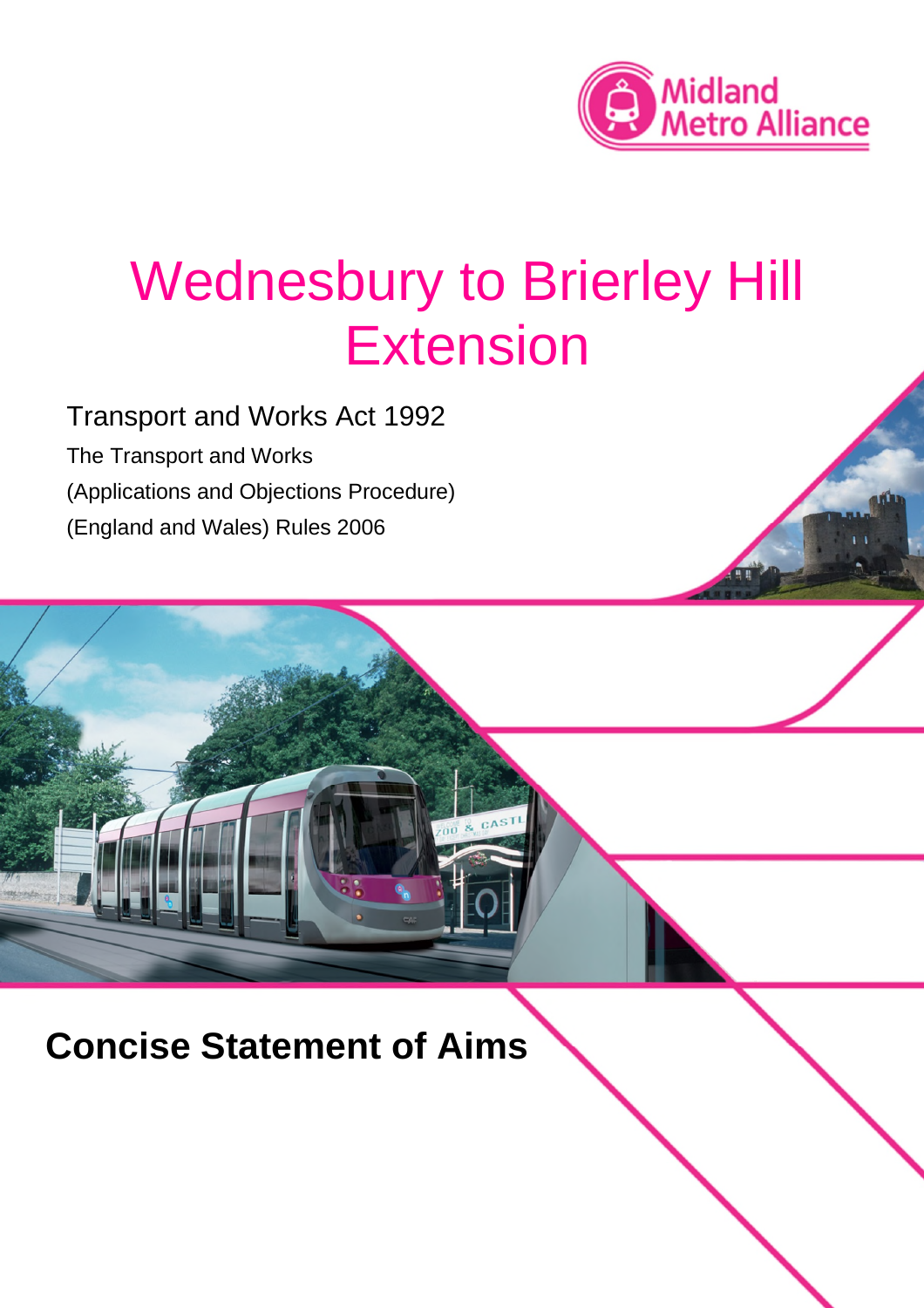Midland Metro Alliance

# Wednesbury to Brierley Hill Extension

Transport and Works Act 1992

The Transport and Works
(Applications and Objections Procedure)
(England and Wales) Rules 2006

## Concise Statement of Aims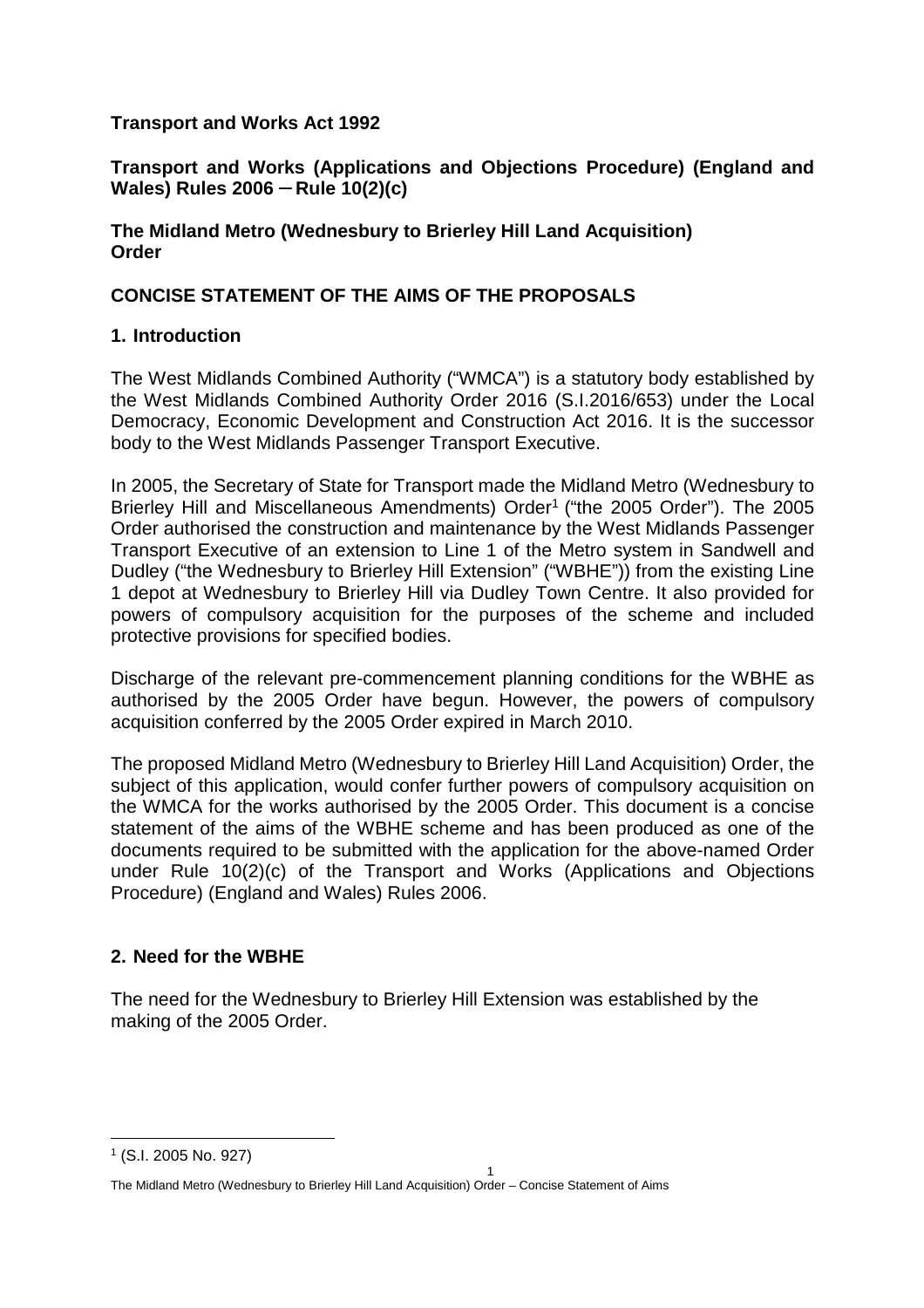**Transport and Works Act 1992**

**Transport and Works (Applications and Objections Procedure) (England and Wales) Rules 2006 – Rule 10(2)(c)**

**The Midland Metro (Wednesbury to Brierley Hill Land Acquisition) Order**

## CONCISE STATEMENT OF THE AIMS OF THE PROPOSALS

### 1. Introduction

The West Midlands Combined Authority ("WMCA") is a statutory body established by the West Midlands Combined Authority Order 2016 (S.I.2016/653) under the Local Democracy, Economic Development and Construction Act 2016. It is the successor body to the West Midlands Passenger Transport Executive.

In 2005, the Secretary of State for Transport made the Midland Metro (Wednesbury to Brierley Hill and Miscellaneous Amendments) Order[1] ("the 2005 Order"). The 2005 Order authorised the construction and maintenance by the West Midlands Passenger Transport Executive of an extension to Line 1 of the Metro system in Sandwell and Dudley ("the Wednesbury to Brierley Hill Extension" ("WBHE")) from the existing Line 1 depot at Wednesbury to Brierley Hill via Dudley Town Centre. It also provided for powers of compulsory acquisition for the purposes of the scheme and included protective provisions for specified bodies.

Discharge of the relevant pre-commencement planning conditions for the WBHE as authorised by the 2005 Order have begun. However, the powers of compulsory acquisition conferred by the 2005 Order expired in March 2010.

The proposed Midland Metro (Wednesbury to Brierley Hill Land Acquisition) Order, the subject of this application, would confer further powers of compulsory acquisition on the WMCA for the works authorised by the 2005 Order. This document is a concise statement of the aims of the WBHE scheme and has been produced as one of the documents required to be submitted with the application for the above-named Order under Rule 10(2)(c) of the Transport and Works (Applications and Objections Procedure) (England and Wales) Rules 2006.

### 2. Need for the WBHE

The need for the Wednesbury to Brierley Hill Extension was established by the making of the 2005 Order.

[1] (S.I. 2005 No. 927)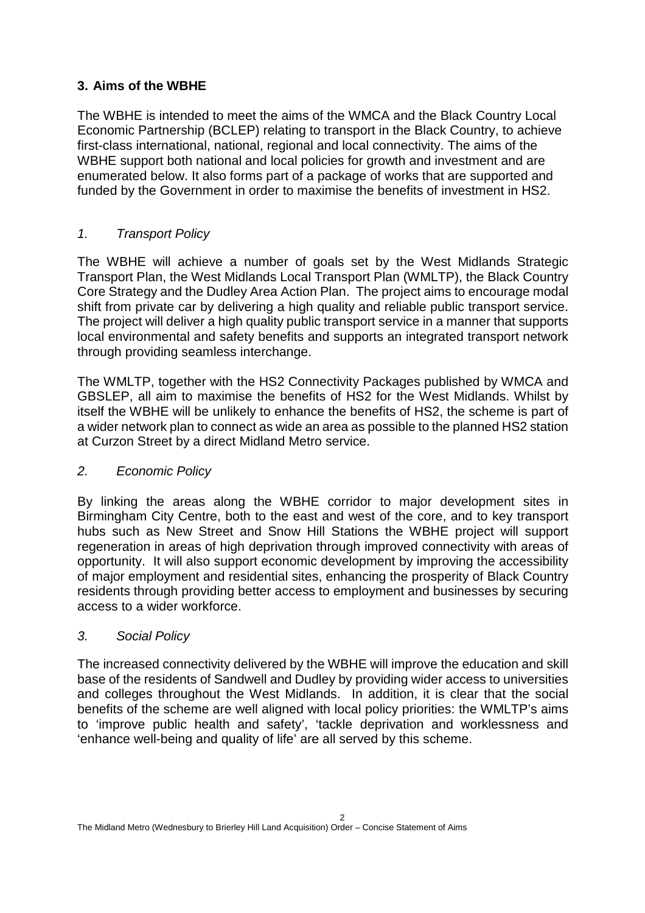## 3. Aims of the WBHE

The WBHE is intended to meet the aims of the WMCA and the Black Country Local Economic Partnership (BCLEP) relating to transport in the Black Country, to achieve first-class international, national, regional and local connectivity. The aims of the WBHE support both national and local policies for growth and investment and are enumerated below. It also forms part of a package of works that are supported and funded by the Government in order to maximise the benefits of investment in HS2.

### *1. Transport Policy*

The WBHE will achieve a number of goals set by the West Midlands Strategic Transport Plan, the West Midlands Local Transport Plan (WMLTP), the Black Country Core Strategy and the Dudley Area Action Plan. The project aims to encourage modal shift from private car by delivering a high quality and reliable public transport service. The project will deliver a high quality public transport service in a manner that supports local environmental and safety benefits and supports an integrated transport network through providing seamless interchange.

The WMLTP, together with the HS2 Connectivity Packages published by WMCA and GBSLEP, all aim to maximise the benefits of HS2 for the West Midlands. Whilst by itself the WBHE will be unlikely to enhance the benefits of HS2, the scheme is part of a wider network plan to connect as wide an area as possible to the planned HS2 station at Curzon Street by a direct Midland Metro service.

### *2. Economic Policy*

By linking the areas along the WBHE corridor to major development sites in Birmingham City Centre, both to the east and west of the core, and to key transport hubs such as New Street and Snow Hill Stations the WBHE project will support regeneration in areas of high deprivation through improved connectivity with areas of opportunity. It will also support economic development by improving the accessibility of major employment and residential sites, enhancing the prosperity of Black Country residents through providing better access to employment and businesses by securing access to a wider workforce.

### *3. Social Policy*

The increased connectivity delivered by the WBHE will improve the education and skill base of the residents of Sandwell and Dudley by providing wider access to universities and colleges throughout the West Midlands. In addition, it is clear that the social benefits of the scheme are well aligned with local policy priorities: the WMLTP's aims to 'improve public health and safety', 'tackle deprivation and worklessness and 'enhance well-being and quality of life' are all served by this scheme.